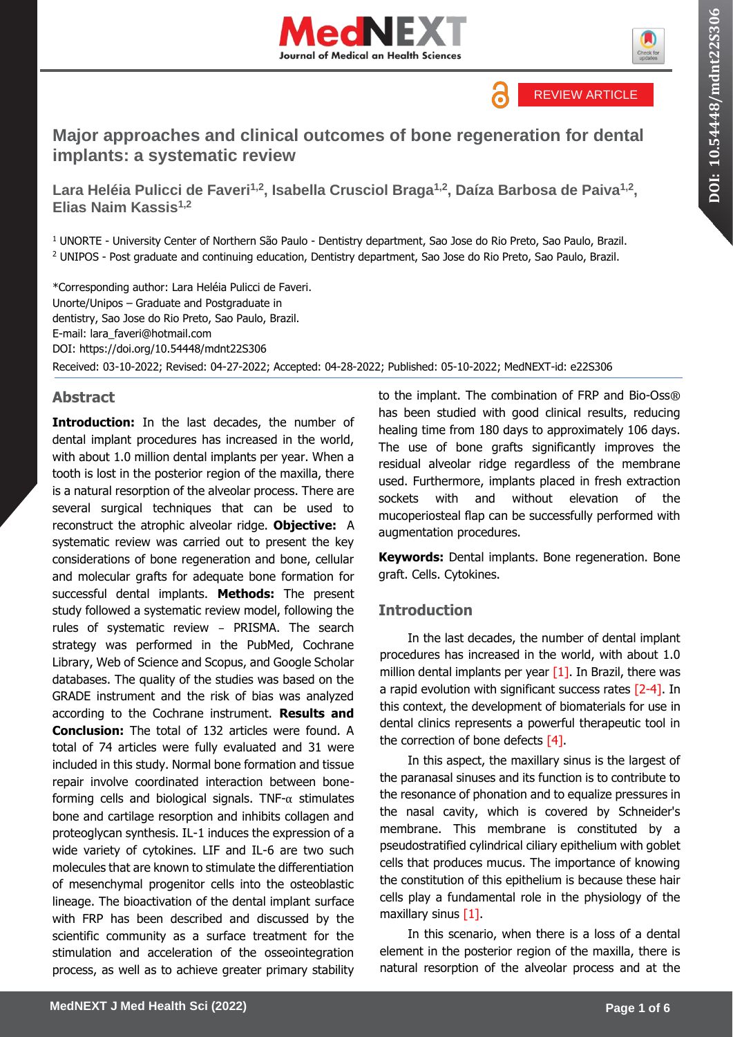REVIEW ARTICLE

# Major approaches and clinical outcomes of bone regeneration for dental implants: a systematic review

**Lara Heléia Pulicci de Faveri[1,2], Isabella Crusciol Braga[1,2], Daíza Barbosa de Paiva[1,2], Elias Naim Kassis[1,2]**

[1] UNORTE - University Center of Northern São Paulo - Dentistry department, Sao Jose do Rio Preto, Sao Paulo, Brazil.
[2] UNIPOS - Post graduate and continuing education, Dentistry department, Sao Jose do Rio Preto, Sao Paulo, Brazil.

*Corresponding author: Lara Heléia Pulicci de Faveri.
Unorte/Unipos – Graduate and Postgraduate in dentistry, Sao Jose do Rio Preto, Sao Paulo, Brazil.
E-mail: lara_faveri@hotmail.com
DOI: https://doi.org/10.54448/mdnt22S306
Received: 03-10-2022; Revised: 04-27-2022; Accepted: 04-28-2022; Published: 05-10-2022; MedNEXT-id: e22S306

## Abstract

**Introduction:** In the last decades, the number of dental implant procedures has increased in the world, with about 1.0 million dental implants per year. When a tooth is lost in the posterior region of the maxilla, there is a natural resorption of the alveolar process. There are several surgical techniques that can be used to reconstruct the atrophic alveolar ridge. **Objective:** A systematic review was carried out to present the key considerations of bone regeneration and bone, cellular and molecular grafts for adequate bone formation for successful dental implants. **Methods:** The present study followed a systematic review model, following the rules of systematic review - PRISMA. The search strategy was performed in the PubMed, Cochrane Library, Web of Science and Scopus, and Google Scholar databases. The quality of the studies was based on the GRADE instrument and the risk of bias was analyzed according to the Cochrane instrument. **Results and Conclusion:** The total of 132 articles were found. A total of 74 articles were fully evaluated and 31 were included in this study. Normal bone formation and tissue repair involve coordinated interaction between bone-forming cells and biological signals. TNF-α stimulates bone and cartilage resorption and inhibits collagen and proteoglycan synthesis. IL-1 induces the expression of a wide variety of cytokines. LIF and IL-6 are two such molecules that are known to stimulate the differentiation of mesenchymal progenitor cells into the osteoblastic lineage. The bioactivation of the dental implant surface with FRP has been described and discussed by the scientific community as a surface treatment for the stimulation and acceleration of the osseointegration process, as well as to achieve greater primary stability to the implant. The combination of FRP and Bio-Oss® has been studied with good clinical results, reducing healing time from 180 days to approximately 106 days. The use of bone grafts significantly improves the residual alveolar ridge regardless of the membrane used. Furthermore, implants placed in fresh extraction sockets with and without elevation of the mucoperiosteal flap can be successfully performed with augmentation procedures.

**Keywords:** Dental implants. Bone regeneration. Bone graft. Cells. Cytokines.

## Introduction

In the last decades, the number of dental implant procedures has increased in the world, with about 1.0 million dental implants per year [1]. In Brazil, there was a rapid evolution with significant success rates [2-4]. In this context, the development of biomaterials for use in dental clinics represents a powerful therapeutic tool in the correction of bone defects [4].

In this aspect, the maxillary sinus is the largest of the paranasal sinuses and its function is to contribute to the resonance of phonation and to equalize pressures in the nasal cavity, which is covered by Schneider's membrane. This membrane is constituted by a pseudostratified cylindrical ciliary epithelium with goblet cells that produces mucus. The importance of knowing the constitution of this epithelium is because these hair cells play a fundamental role in the physiology of the maxillary sinus [1].

In this scenario, when there is a loss of a dental element in the posterior region of the maxilla, there is natural resorption of the alveolar process and at the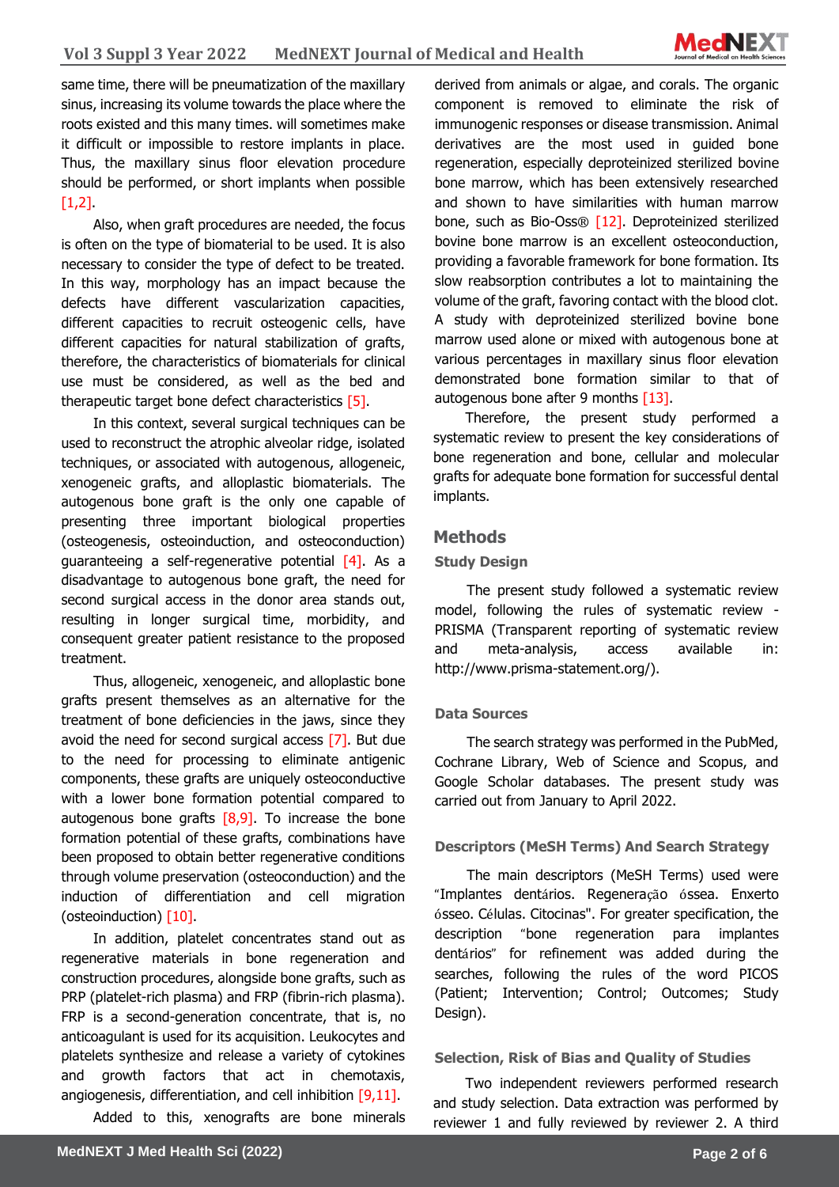same time, there will be pneumatization of the maxillary sinus, increasing its volume towards the place where the roots existed and this many times. will sometimes make it difficult or impossible to restore implants in place. Thus, the maxillary sinus floor elevation procedure should be performed, or short implants when possible [1,2].

Also, when graft procedures are needed, the focus is often on the type of biomaterial to be used. It is also necessary to consider the type of defect to be treated. In this way, morphology has an impact because the defects have different vascularization capacities, different capacities to recruit osteogenic cells, have different capacities for natural stabilization of grafts, therefore, the characteristics of biomaterials for clinical use must be considered, as well as the bed and therapeutic target bone defect characteristics [5].

In this context, several surgical techniques can be used to reconstruct the atrophic alveolar ridge, isolated techniques, or associated with autogenous, allogeneic, xenogeneic grafts, and alloplastic biomaterials. The autogenous bone graft is the only one capable of presenting three important biological properties (osteogenesis, osteoinduction, and osteoconduction) guaranteeing a self-regenerative potential [4]. As a disadvantage to autogenous bone graft, the need for second surgical access in the donor area stands out, resulting in longer surgical time, morbidity, and consequent greater patient resistance to the proposed treatment.

Thus, allogeneic, xenogeneic, and alloplastic bone grafts present themselves as an alternative for the treatment of bone deficiencies in the jaws, since they avoid the need for second surgical access [7]. But due to the need for processing to eliminate antigenic components, these grafts are uniquely osteoconductive with a lower bone formation potential compared to autogenous bone grafts [8,9]. To increase the bone formation potential of these grafts, combinations have been proposed to obtain better regenerative conditions through volume preservation (osteoconduction) and the induction of differentiation and cell migration (osteoinduction) [10].

In addition, platelet concentrates stand out as regenerative materials in bone regeneration and construction procedures, alongside bone grafts, such as PRP (platelet-rich plasma) and FRP (fibrin-rich plasma). FRP is a second-generation concentrate, that is, no anticoagulant is used for its acquisition. Leukocytes and platelets synthesize and release a variety of cytokines and growth factors that act in chemotaxis, angiogenesis, differentiation, and cell inhibition [9,11].

Added to this, xenografts are bone minerals derived from animals or algae, and corals. The organic component is removed to eliminate the risk of immunogenic responses or disease transmission. Animal derivatives are the most used in guided bone regeneration, especially deproteinized sterilized bovine bone marrow, which has been extensively researched and shown to have similarities with human marrow bone, such as Bio-Oss® [12]. Deproteinized sterilized bovine bone marrow is an excellent osteoconduction, providing a favorable framework for bone formation. Its slow reabsorption contributes a lot to maintaining the volume of the graft, favoring contact with the blood clot. A study with deproteinized sterilized bovine bone marrow used alone or mixed with autogenous bone at various percentages in maxillary sinus floor elevation demonstrated bone formation similar to that of autogenous bone after 9 months [13].

Therefore, the present study performed a systematic review to present the key considerations of bone regeneration and bone, cellular and molecular grafts for adequate bone formation for successful dental implants.

## Methods

### Study Design

The present study followed a systematic review model, following the rules of systematic review - PRISMA (Transparent reporting of systematic review and meta-analysis, access available in: http://www.prisma-statement.org/).

### Data Sources

The search strategy was performed in the PubMed, Cochrane Library, Web of Science and Scopus, and Google Scholar databases. The present study was carried out from January to April 2022.

### Descriptors (MeSH Terms) And Search Strategy

The main descriptors (MeSH Terms) used were "Implantes dentários. Regeneração óssea. Enxerto ósseo. Células. Citocinas". For greater specification, the description "bone regeneration para implantes dentários" for refinement was added during the searches, following the rules of the word PICOS (Patient; Intervention; Control; Outcomes; Study Design).

### Selection, Risk of Bias and Quality of Studies

Two independent reviewers performed research and study selection. Data extraction was performed by reviewer 1 and fully reviewed by reviewer 2. A third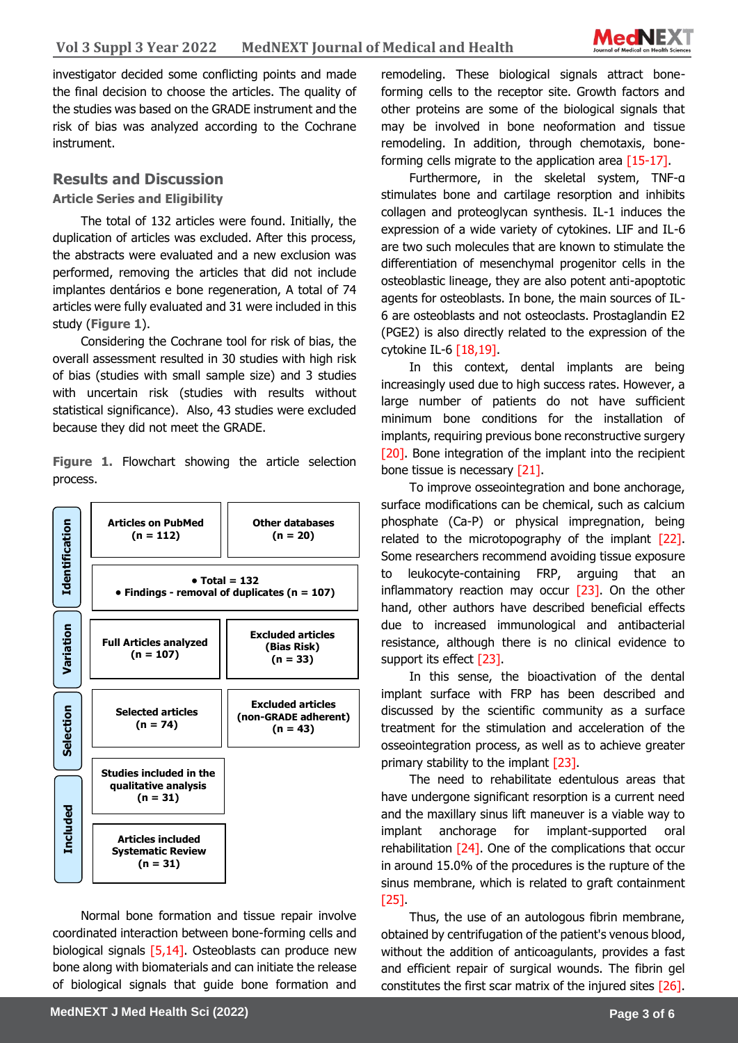investigator decided some conflicting points and made the final decision to choose the articles. The quality of the studies was based on the GRADE instrument and the risk of bias was analyzed according to the Cochrane instrument.

## Results and Discussion

### Article Series and Eligibility

The total of 132 articles were found. Initially, the duplication of articles was excluded. After this process, the abstracts were evaluated and a new exclusion was performed, removing the articles that did not include implantes dentários e bone regeneration, A total of 74 articles were fully evaluated and 31 were included in this study (**Figure 1**).

Considering the Cochrane tool for risk of bias, the overall assessment resulted in 30 studies with high risk of bias (studies with small sample size) and 3 studies with uncertain risk (studies with results without statistical significance). Also, 43 studies were excluded because they did not meet the GRADE.

**Figure 1.** Flowchart showing the article selection process.

| Stage | | |
|---|---|---|
| Identification | **Articles on PubMed (n = 112)** | **Other databases (n = 20)** |
| Identification | **• Total = 132** **• Findings - removal of duplicates (n = 107)** | |
| Variation | **Full Articles analyzed (n = 107)** | **Excluded articles (Bias Risk) (n = 33)** |
| Selection | **Selected articles (n = 74)** | **Excluded articles (non-GRADE adherent) (n = 43)** |
| Included | **Studies included in the qualitative analysis (n = 31)** | |
| Included | **Articles included Systematic Review (n = 31)** | |

Normal bone formation and tissue repair involve coordinated interaction between bone-forming cells and biological signals [5,14]. Osteoblasts can produce new bone along with biomaterials and can initiate the release of biological signals that guide bone formation and remodeling. These biological signals attract bone-forming cells to the receptor site. Growth factors and other proteins are some of the biological signals that may be involved in bone neoformation and tissue remodeling. In addition, through chemotaxis, bone-forming cells migrate to the application area [15-17].

Furthermore, in the skeletal system, TNF-α stimulates bone and cartilage resorption and inhibits collagen and proteoglycan synthesis. IL-1 induces the expression of a wide variety of cytokines. LIF and IL-6 are two such molecules that are known to stimulate the differentiation of mesenchymal progenitor cells in the osteoblastic lineage, they are also potent anti-apoptotic agents for osteoblasts. In bone, the main sources of IL-6 are osteoblasts and not osteoclasts. Prostaglandin E2 (PGE2) is also directly related to the expression of the cytokine IL-6 [18,19].

In this context, dental implants are being increasingly used due to high success rates. However, a large number of patients do not have sufficient minimum bone conditions for the installation of implants, requiring previous bone reconstructive surgery [20]. Bone integration of the implant into the recipient bone tissue is necessary [21].

To improve osseointegration and bone anchorage, surface modifications can be chemical, such as calcium phosphate (Ca-P) or physical impregnation, being related to the microtopography of the implant [22]. Some researchers recommend avoiding tissue exposure to leukocyte-containing FRP, arguing that an inflammatory reaction may occur [23]. On the other hand, other authors have described beneficial effects due to increased immunological and antibacterial resistance, although there is no clinical evidence to support its effect [23].

In this sense, the bioactivation of the dental implant surface with FRP has been described and discussed by the scientific community as a surface treatment for the stimulation and acceleration of the osseointegration process, as well as to achieve greater primary stability to the implant [23].

The need to rehabilitate edentulous areas that have undergone significant resorption is a current need and the maxillary sinus lift maneuver is a viable way to implant anchorage for implant-supported oral rehabilitation [24]. One of the complications that occur in around 15.0% of the procedures is the rupture of the sinus membrane, which is related to graft containment [25].

Thus, the use of an autologous fibrin membrane, obtained by centrifugation of the patient's venous blood, without the addition of anticoagulants, provides a fast and efficient repair of surgical wounds. The fibrin gel constitutes the first scar matrix of the injured sites [26].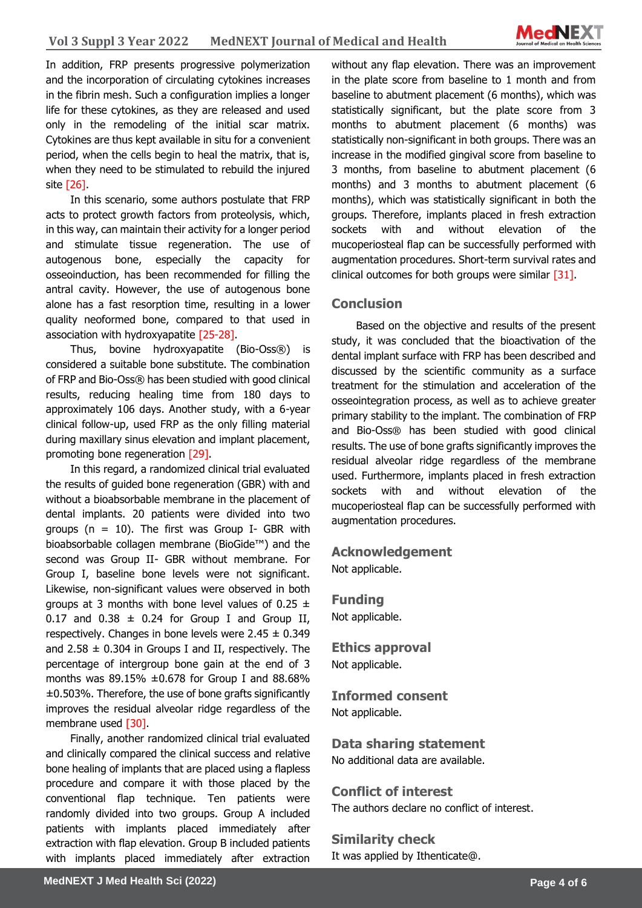In addition, FRP presents progressive polymerization and the incorporation of circulating cytokines increases in the fibrin mesh. Such a configuration implies a longer life for these cytokines, as they are released and used only in the remodeling of the initial scar matrix. Cytokines are thus kept available in situ for a convenient period, when the cells begin to heal the matrix, that is, when they need to be stimulated to rebuild the injured site [26].

In this scenario, some authors postulate that FRP acts to protect growth factors from proteolysis, which, in this way, can maintain their activity for a longer period and stimulate tissue regeneration. The use of autogenous bone, especially the capacity for osseoinduction, has been recommended for filling the antral cavity. However, the use of autogenous bone alone has a fast resorption time, resulting in a lower quality neoformed bone, compared to that used in association with hydroxyapatite [25-28].

Thus, bovine hydroxyapatite (Bio-Oss®) is considered a suitable bone substitute. The combination of FRP and Bio-Oss® has been studied with good clinical results, reducing healing time from 180 days to approximately 106 days. Another study, with a 6-year clinical follow-up, used FRP as the only filling material during maxillary sinus elevation and implant placement, promoting bone regeneration [29].

In this regard, a randomized clinical trial evaluated the results of guided bone regeneration (GBR) with and without a bioabsorbable membrane in the placement of dental implants. 20 patients were divided into two groups (n = 10). The first was Group I- GBR with bioabsorbable collagen membrane (BioGide™) and the second was Group II- GBR without membrane. For Group I, baseline bone levels were not significant. Likewise, non-significant values were observed in both groups at 3 months with bone level values of 0.25 ± 0.17 and 0.38 ± 0.24 for Group I and Group II, respectively. Changes in bone levels were 2.45 ± 0.349 and 2.58 ± 0.304 in Groups I and II, respectively. The percentage of intergroup bone gain at the end of 3 months was 89.15% ±0.678 for Group I and 88.68% ±0.503%. Therefore, the use of bone grafts significantly improves the residual alveolar ridge regardless of the membrane used [30].

Finally, another randomized clinical trial evaluated and clinically compared the clinical success and relative bone healing of implants that are placed using a flapless procedure and compare it with those placed by the conventional flap technique. Ten patients were randomly divided into two groups. Group A included patients with implants placed immediately after extraction with flap elevation. Group B included patients with implants placed immediately after extraction without any flap elevation. There was an improvement in the plate score from baseline to 1 month and from baseline to abutment placement (6 months), which was statistically significant, but the plate score from 3 months to abutment placement (6 months) was statistically non-significant in both groups. There was an increase in the modified gingival score from baseline to 3 months, from baseline to abutment placement (6 months) and 3 months to abutment placement (6 months), which was statistically significant in both the groups. Therefore, implants placed in fresh extraction sockets with and without elevation of the mucoperiosteal flap can be successfully performed with augmentation procedures. Short-term survival rates and clinical outcomes for both groups were similar [31].

## Conclusion

Based on the objective and results of the present study, it was concluded that the bioactivation of the dental implant surface with FRP has been described and discussed by the scientific community as a surface treatment for the stimulation and acceleration of the osseointegration process, as well as to achieve greater primary stability to the implant. The combination of FRP and Bio-Oss® has been studied with good clinical results. The use of bone grafts significantly improves the residual alveolar ridge regardless of the membrane used. Furthermore, implants placed in fresh extraction sockets with and without elevation of the mucoperiosteal flap can be successfully performed with augmentation procedures.

## Acknowledgement

Not applicable.

## Funding

Not applicable.

## Ethics approval

Not applicable.

## Informed consent

Not applicable.

## Data sharing statement

No additional data are available.

## Conflict of interest

The authors declare no conflict of interest.

## Similarity check

It was applied by Ithenticate@.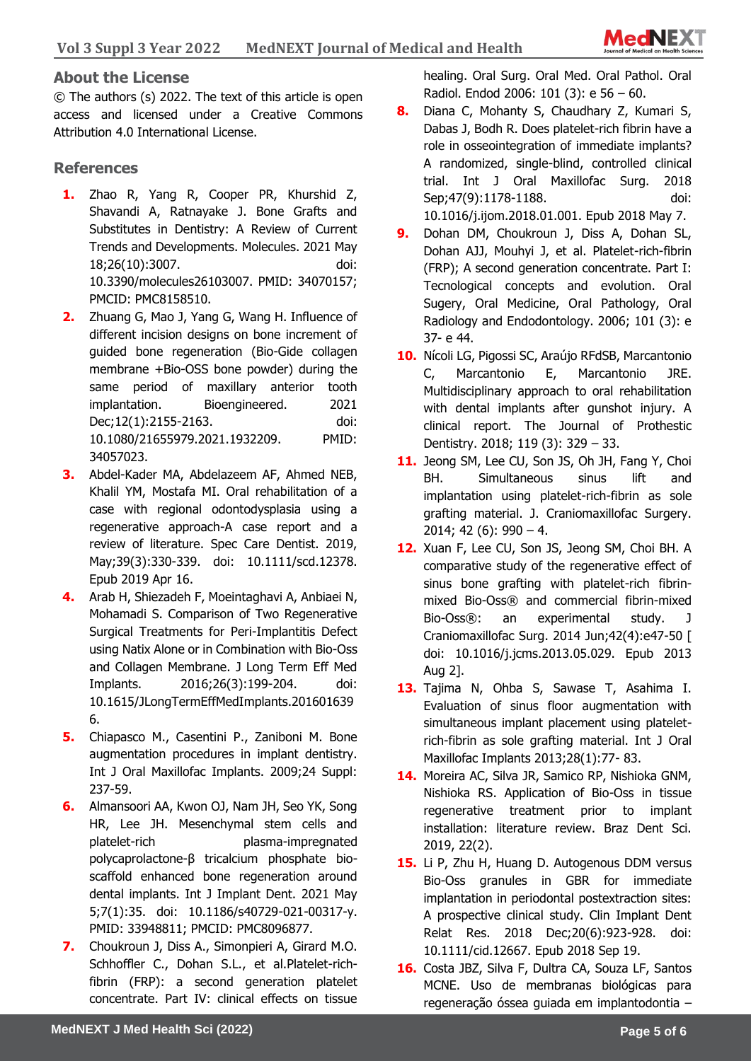## About the License

© The authors (s) 2022. The text of this article is open access and licensed under a Creative Commons Attribution 4.0 International License.

## References

1. Zhao R, Yang R, Cooper PR, Khurshid Z, Shavandi A, Ratnayake J. Bone Grafts and Substitutes in Dentistry: A Review of Current Trends and Developments. Molecules. 2021 May 18;26(10):3007. doi: 10.3390/molecules26103007. PMID: 34070157; PMCID: PMC8158510.
2. Zhuang G, Mao J, Yang G, Wang H. Influence of different incision designs on bone increment of guided bone regeneration (Bio-Gide collagen membrane +Bio-OSS bone powder) during the same period of maxillary anterior tooth implantation. Bioengineered. 2021 Dec;12(1):2155-2163. doi: 10.1080/21655979.2021.1932209. PMID: 34057023.
3. Abdel-Kader MA, Abdelazeem AF, Ahmed NEB, Khalil YM, Mostafa MI. Oral rehabilitation of a case with regional odontodysplasia using a regenerative approach-A case report and a review of literature. Spec Care Dentist. 2019, May;39(3):330-339. doi: 10.1111/scd.12378. Epub 2019 Apr 16.
4. Arab H, Shiezadeh F, Moeintaghavi A, Anbiaei N, Mohamadi S. Comparison of Two Regenerative Surgical Treatments for Peri-Implantitis Defect using Natix Alone or in Combination with Bio-Oss and Collagen Membrane. J Long Term Eff Med Implants. 2016;26(3):199-204. doi: 10.1615/JLongTermEffMedImplants.2016016396.
5. Chiapasco M., Casentini P., Zaniboni M. Bone augmentation procedures in implant dentistry. Int J Oral Maxillofac Implants. 2009;24 Suppl: 237-59.
6. Almansoori AA, Kwon OJ, Nam JH, Seo YK, Song HR, Lee JH. Mesenchymal stem cells and platelet-rich plasma-impregnated polycaprolactone-β tricalcium phosphate bio-scaffold enhanced bone regeneration around dental implants. Int J Implant Dent. 2021 May 5;7(1):35. doi: 10.1186/s40729-021-00317-y. PMID: 33948811; PMCID: PMC8096877.
7. Choukroun J, Diss A., Simonpieri A, Girard M.O. Schhoffler C., Dohan S.L., et al.Platelet-rich-fibrin (FRP): a second generation platelet concentrate. Part IV: clinical effects on tissue healing. Oral Surg. Oral Med. Oral Pathol. Oral Radiol. Endod 2006: 101 (3): e 56 – 60.
8. Diana C, Mohanty S, Chaudhary Z, Kumari S, Dabas J, Bodh R. Does platelet-rich fibrin have a role in osseointegration of immediate implants? A randomized, single-blind, controlled clinical trial. Int J Oral Maxillofac Surg. 2018 Sep;47(9):1178-1188. doi: 10.1016/j.ijom.2018.01.001. Epub 2018 May 7.
9. Dohan DM, Choukroun J, Diss A, Dohan SL, Dohan AJJ, Mouhyi J, et al. Platelet-rich-fibrin (FRP); A second generation concentrate. Part I: Tecnological concepts and evolution. Oral Sugery, Oral Medicine, Oral Pathology, Oral Radiology and Endodontology. 2006; 101 (3): e 37- e 44.
10. Nícoli LG, Pigossi SC, Araújo RFdSB, Marcantonio C, Marcantonio E, Marcantonio JRE. Multidisciplinary approach to oral rehabilitation with dental implants after gunshot injury. A clinical report. The Journal of Prosthetic Dentistry. 2018; 119 (3): 329 – 33.
11. Jeong SM, Lee CU, Son JS, Oh JH, Fang Y, Choi BH. Simultaneous sinus lift and implantation using platelet-rich-fibrin as sole grafting material. J. Craniomaxillofac Surgery. 2014; 42 (6): 990 – 4.
12. Xuan F, Lee CU, Son JS, Jeong SM, Choi BH. A comparative study of the regenerative effect of sinus bone grafting with platelet-rich fibrin-mixed Bio-Oss® and commercial fibrin-mixed Bio-Oss®: an experimental study. J Craniomaxillofac Surg. 2014 Jun;42(4):e47-50 [ doi: 10.1016/j.jcms.2013.05.029. Epub 2013 Aug 2].
13. Tajima N, Ohba S, Sawase T, Asahima I. Evaluation of sinus floor augmentation with simultaneous implant placement using platelet-rich-fibrin as sole grafting material. Int J Oral Maxillofac Implants 2013;28(1):77- 83.
14. Moreira AC, Silva JR, Samico RP, Nishioka GNM, Nishioka RS. Application of Bio-Oss in tissue regenerative treatment prior to implant installation: literature review. Braz Dent Sci. 2019, 22(2).
15. Li P, Zhu H, Huang D. Autogenous DDM versus Bio-Oss granules in GBR for immediate implantation in periodontal postextraction sites: A prospective clinical study. Clin Implant Dent Relat Res. 2018 Dec;20(6):923-928. doi: 10.1111/cid.12667. Epub 2018 Sep 19.
16. Costa JBZ, Silva F, Dultra CA, Souza LF, Santos MCNE. Uso de membranas biológicas para regeneração óssea guiada em implantodontia –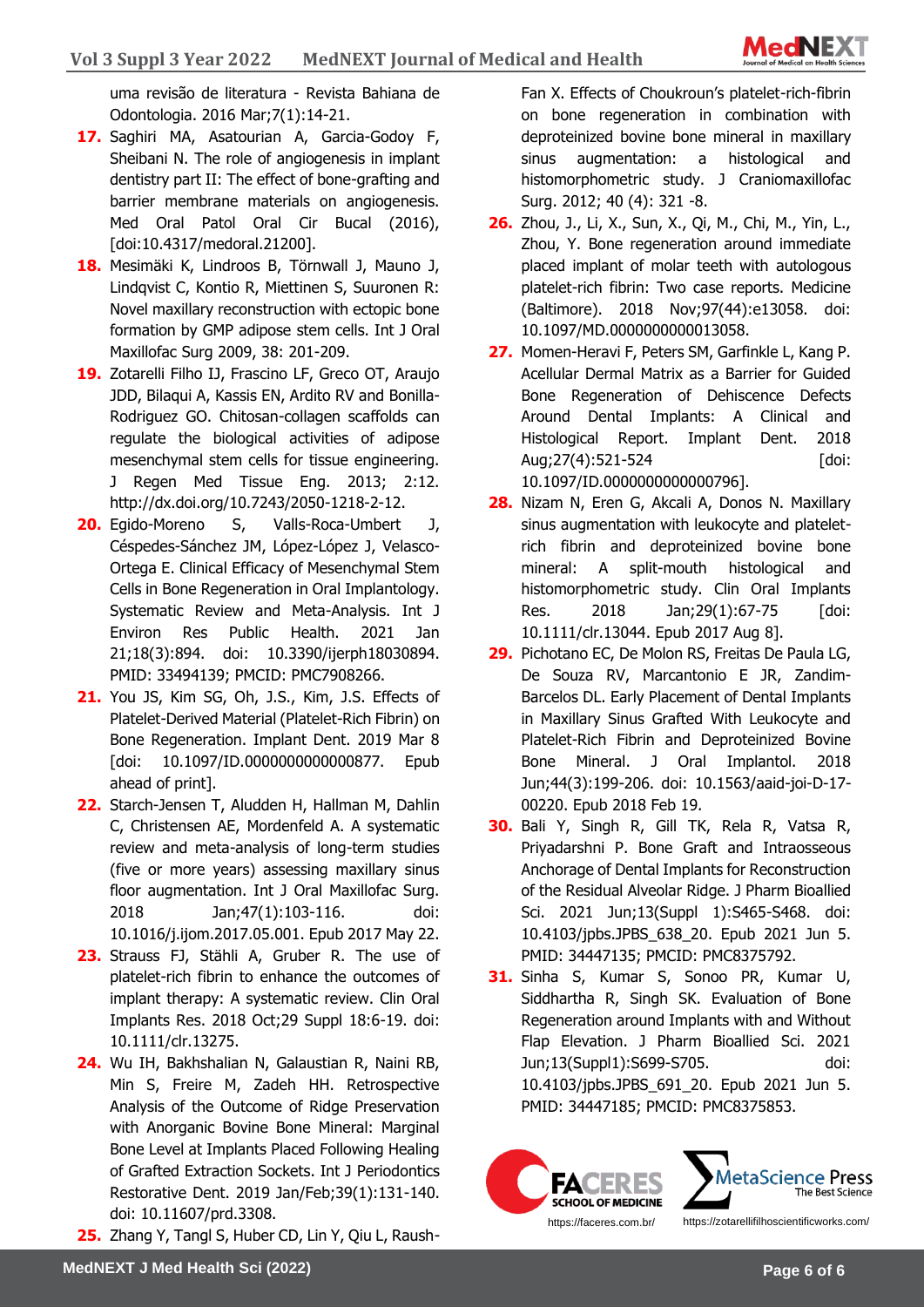uma revisão de literatura - Revista Bahiana de Odontologia. 2016 Mar;7(1):14-21.

17. Saghiri MA, Asatourian A, Garcia-Godoy F, Sheibani N. The role of angiogenesis in implant dentistry part II: The effect of bone-grafting and barrier membrane materials on angiogenesis. Med Oral Patol Oral Cir Bucal (2016), [doi:10.4317/medoral.21200].
18. Mesimäki K, Lindroos B, Törnwall J, Mauno J, Lindqvist C, Kontio R, Miettinen S, Suuronen R: Novel maxillary reconstruction with ectopic bone formation by GMP adipose stem cells. Int J Oral Maxillofac Surg 2009, 38: 201-209.
19. Zotarelli Filho IJ, Frascino LF, Greco OT, Araujo JDD, Bilaqui A, Kassis EN, Ardito RV and Bonilla-Rodriguez GO. Chitosan-collagen scaffolds can regulate the biological activities of adipose mesenchymal stem cells for tissue engineering. J Regen Med Tissue Eng. 2013; 2:12. http://dx.doi.org/10.7243/2050-1218-2-12.
20. Egido-Moreno S, Valls-Roca-Umbert J, Céspedes-Sánchez JM, López-López J, Velasco-Ortega E. Clinical Efficacy of Mesenchymal Stem Cells in Bone Regeneration in Oral Implantology. Systematic Review and Meta-Analysis. Int J Environ Res Public Health. 2021 Jan 21;18(3):894. doi: 10.3390/ijerph18030894. PMID: 33494139; PMCID: PMC7908266.
21. You JS, Kim SG, Oh, J.S., Kim, J.S. Effects of Platelet-Derived Material (Platelet-Rich Fibrin) on Bone Regeneration. Implant Dent. 2019 Mar 8 [doi: 10.1097/ID.0000000000000877. Epub ahead of print].
22. Starch-Jensen T, Aludden H, Hallman M, Dahlin C, Christensen AE, Mordenfeld A. A systematic review and meta-analysis of long-term studies (five or more years) assessing maxillary sinus floor augmentation. Int J Oral Maxillofac Surg. 2018 Jan;47(1):103-116. doi: 10.1016/j.ijom.2017.05.001. Epub 2017 May 22.
23. Strauss FJ, Stähli A, Gruber R. The use of platelet-rich fibrin to enhance the outcomes of implant therapy: A systematic review. Clin Oral Implants Res. 2018 Oct;29 Suppl 18:6-19. doi: 10.1111/clr.13275.
24. Wu IH, Bakhshalian N, Galaustian R, Naini RB, Min S, Freire M, Zadeh HH. Retrospective Analysis of the Outcome of Ridge Preservation with Anorganic Bovine Bone Mineral: Marginal Bone Level at Implants Placed Following Healing of Grafted Extraction Sockets. Int J Periodontics Restorative Dent. 2019 Jan/Feb;39(1):131-140. doi: 10.11607/prd.3308.
25. Zhang Y, Tangl S, Huber CD, Lin Y, Qiu L, Rausch-Fan X. Effects of Choukroun's platelet-rich-fibrin on bone regeneration in combination with deproteinized bovine bone mineral in maxillary sinus augmentation: a histological and histomorphometric study. J Craniomaxillofac Surg. 2012; 40 (4): 321 -8.
26. Zhou, J., Li, X., Sun, X., Qi, M., Chi, M., Yin, L., Zhou, Y. Bone regeneration around immediate placed implant of molar teeth with autologous platelet-rich fibrin: Two case reports. Medicine (Baltimore). 2018 Nov;97(44):e13058. doi: 10.1097/MD.0000000000013058.
27. Momen-Heravi F, Peters SM, Garfinkle L, Kang P. Acellular Dermal Matrix as a Barrier for Guided Bone Regeneration of Dehiscence Defects Around Dental Implants: A Clinical and Histological Report. Implant Dent. 2018 Aug;27(4):521-524 [doi: 10.1097/ID.0000000000000796].
28. Nizam N, Eren G, Akcali A, Donos N. Maxillary sinus augmentation with leukocyte and platelet-rich fibrin and deproteinized bovine bone mineral: A split-mouth histological and histomorphometric study. Clin Oral Implants Res. 2018 Jan;29(1):67-75 [doi: 10.1111/clr.13044. Epub 2017 Aug 8].
29. Pichotano EC, De Molon RS, Freitas De Paula LG, De Souza RV, Marcantonio E JR, Zandim-Barcelos DL. Early Placement of Dental Implants in Maxillary Sinus Grafted With Leukocyte and Platelet-Rich Fibrin and Deproteinized Bovine Bone Mineral. J Oral Implantol. 2018 Jun;44(3):199-206. doi: 10.1563/aaid-joi-D-17-00220. Epub 2018 Feb 19.
30. Bali Y, Singh R, Gill TK, Rela R, Vatsa R, Priyadarshni P. Bone Graft and Intraosseous Anchorage of Dental Implants for Reconstruction of the Residual Alveolar Ridge. J Pharm Bioallied Sci. 2021 Jun;13(Suppl 1):S465-S468. doi: 10.4103/jpbs.JPBS_638_20. Epub 2021 Jun 5. PMID: 34447135; PMCID: PMC8375792.
31. Sinha S, Kumar S, Sonoo PR, Kumar U, Siddhartha R, Singh SK. Evaluation of Bone Regeneration around Implants with and Without Flap Elevation. J Pharm Bioallied Sci. 2021 Jun;13(Suppl1):S699-S705. doi: 10.4103/jpbs.JPBS_691_20. Epub 2021 Jun 5. PMID: 34447185; PMCID: PMC8375853.

FACERES SCHOOL OF MEDICINE https://faceres.com.br/

MetaScience Press The Best Science https://zotarellifilhoscientificworks.com/